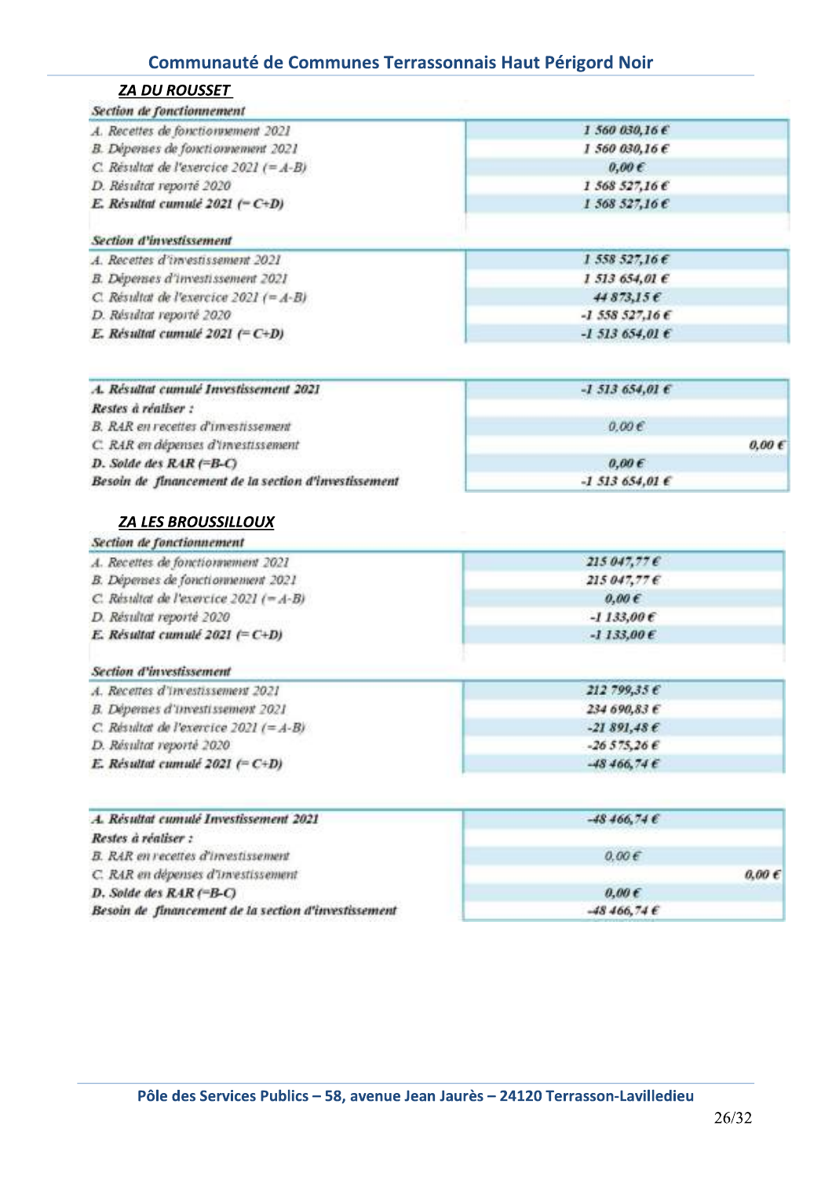## ZA DU ROUSSET

| Section de fonctionnement | |
|---|---|
| A. Recettes de fonctionnement 2021 | 1 560 030,16 € |
| B. Dépenses de fonctionnement 2021 | 1 560 030,16 € |
| C. Résultat de l'exercice 2021 (= A-B) | 0,00 € |
| D. Résultat reporté 2020 | 1 568 527,16 € |
| **E. Résultat cumulé 2021 (= C+D)** | 1 568 527,16 € |

| Section d'investissement | |
|---|---|
| A. Recettes d'investissement 2021 | 1 558 527,16 € |
| B. Dépenses d'investissement 2021 | 1 513 654,01 € |
| C. Résultat de l'exercice 2021 (= A-B) | 44 873,15 € |
| D. Résultat reporté 2020 | -1 558 527,16 € |
| **E. Résultat cumulé 2021 (= C+D)** | -1 513 654,01 € |

| | | |
|---|---|---|
| **A. Résultat cumulé Investissement 2021** | -1 513 654,01 € | |
| **Restes à réaliser :** | | |
| B. RAR en recettes d'investissement | 0,00 € | |
| C. RAR en dépenses d'investissement | | 0,00 € |
| **D. Solde des RAR (=B-C)** | 0,00 € | |
| **Besoin de financement de la section d'investissement** | -1 513 654,01 € | |

## ZA LES BROUSSILLOUX

| Section de fonctionnement | |
|---|---|
| A. Recettes de fonctionnement 2021 | 215 047,77 € |
| B. Dépenses de fonctionnement 2021 | 215 047,77 € |
| C. Résultat de l'exercice 2021 (= A-B) | 0,00 € |
| D. Résultat reporté 2020 | -1 133,00 € |
| **E. Résultat cumulé 2021 (= C+D)** | -1 133,00 € |

| Section d'investissement | |
|---|---|
| A. Recettes d'investissement 2021 | 212 799,35 € |
| B. Dépenses d'investissement 2021 | 234 690,83 € |
| C. Résultat de l'exercice 2021 (= A-B) | -21 891,48 € |
| D. Résultat reporté 2020 | -26 575,26 € |
| **E. Résultat cumulé 2021 (= C+D)** | -48 466,74 € |

| | | |
|---|---|---|
| **A. Résultat cumulé Investissement 2021** | -48 466,74 € | |
| **Restes à réaliser :** | | |
| B. RAR en recettes d'investissement | 0,00 € | |
| C. RAR en dépenses d'investissement | | 0,00 € |
| **D. Solde des RAR (=B-C)** | 0,00 € | |
| **Besoin de financement de la section d'investissement** | -48 466,74 € | |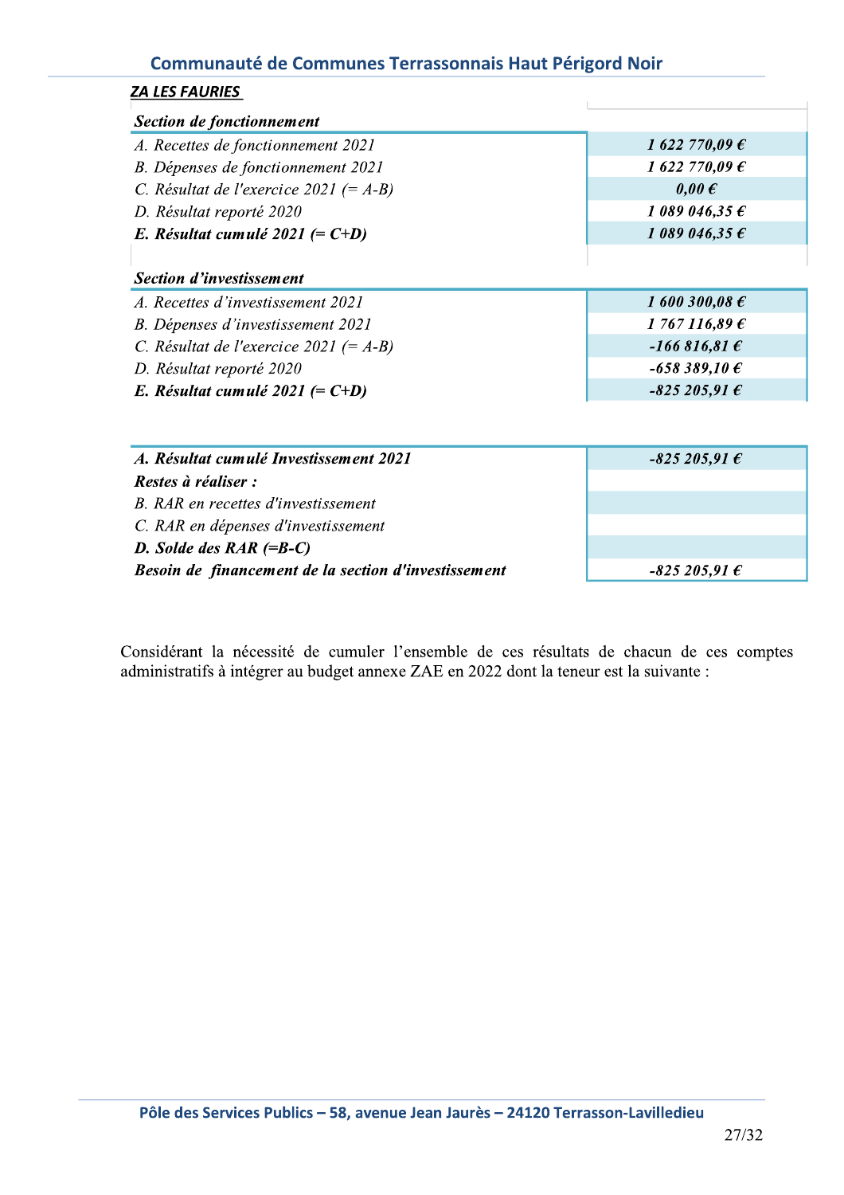**_ZA LES FAURIES_**

| ***Section de fonctionnement*** | |
|---|---|
| *A. Recettes de fonctionnement 2021* | ***1 622 770,09 €*** |
| *B. Dépenses de fonctionnement 2021* | ***1 622 770,09 €*** |
| *C. Résultat de l'exercice 2021 (= A-B)* | ***0,00 €*** |
| *D. Résultat reporté 2020* | ***1 089 046,35 €*** |
| ***E. Résultat cumulé 2021 (= C+D)*** | ***1 089 046,35 €*** |

| ***Section d'investissement*** | |
|---|---|
| *A. Recettes d'investissement 2021* | ***1 600 300,08 €*** |
| *B. Dépenses d'investissement 2021* | ***1 767 116,89 €*** |
| *C. Résultat de l'exercice 2021 (= A-B)* | ***-166 816,81 €*** |
| *D. Résultat reporté 2020* | ***-658 389,10 €*** |
| ***E. Résultat cumulé 2021 (= C+D)*** | ***-825 205,91 €*** |

| | |
|---|---|
| ***A. Résultat cumulé Investissement 2021*** | ***-825 205,91 €*** |
| ***Restes à réaliser :*** | |
| *B. RAR en recettes d'investissement* | |
| *C. RAR en dépenses d'investissement* | |
| ***D. Solde des RAR (=B-C)*** | |
| ***Besoin de financement de la section d'investissement*** | ***-825 205,91 €*** |

Considérant la nécessité de cumuler l'ensemble de ces résultats de chacun de ces comptes administratifs à intégrer au budget annexe ZAE en 2022 dont la teneur est la suivante :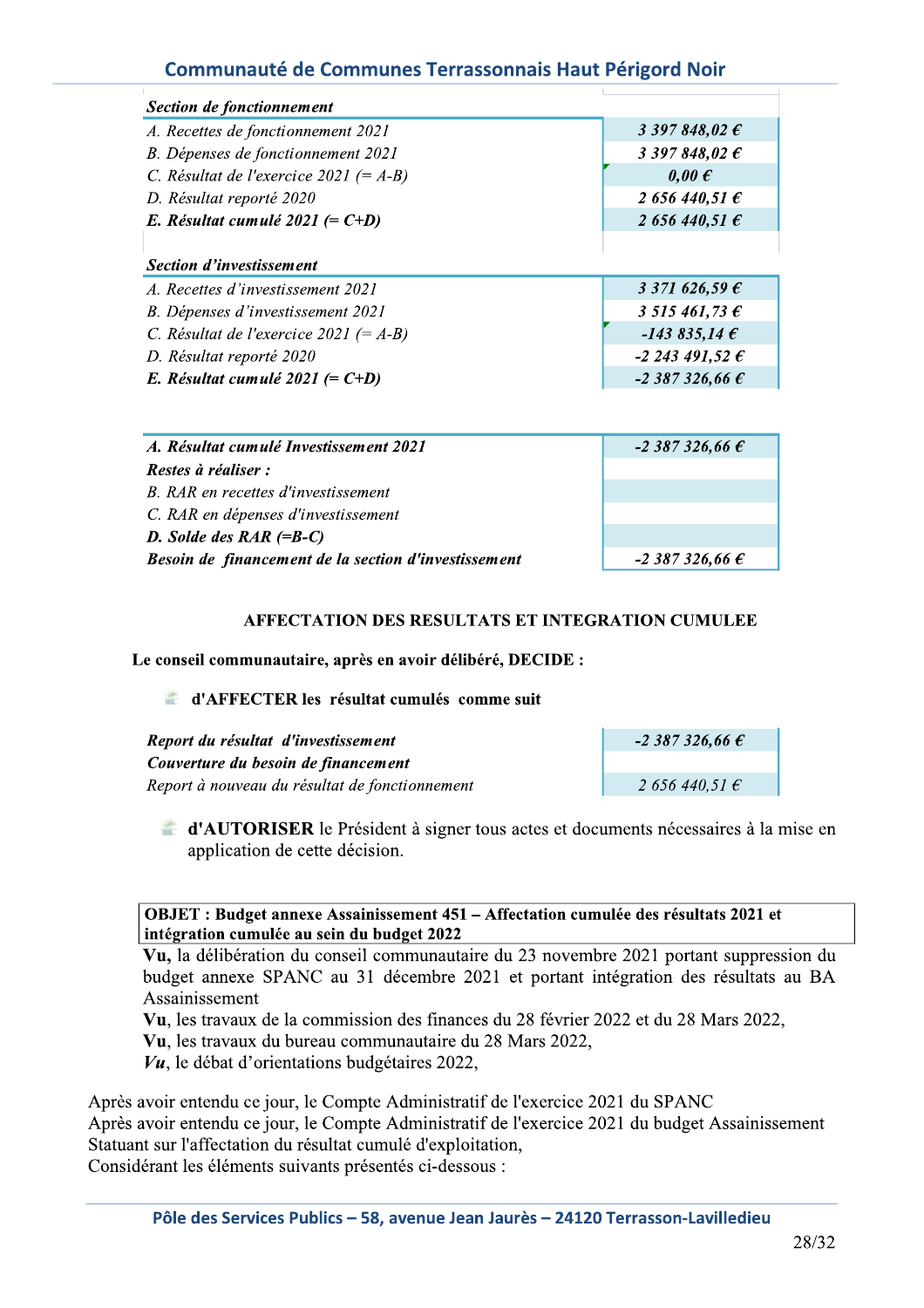| *Section de fonctionnement* | |
|---|---|
| *A. Recettes de fonctionnement 2021* | ***3 397 848,02 €*** |
| *B. Dépenses de fonctionnement 2021* | ***3 397 848,02 €*** |
| *C. Résultat de l'exercice 2021 (= A-B)* | ***0,00 €*** |
| *D. Résultat reporté 2020* | ***2 656 440,51 €*** |
| ***E. Résultat cumulé 2021 (= C+D)*** | ***2 656 440,51 €*** |

| *Section d'investissement* | |
|---|---|
| *A. Recettes d'investissement 2021* | ***3 371 626,59 €*** |
| *B. Dépenses d'investissement 2021* | ***3 515 461,73 €*** |
| *C. Résultat de l'exercice 2021 (= A-B)* | ***-143 835,14 €*** |
| *D. Résultat reporté 2020* | ***-2 243 491,52 €*** |
| ***E. Résultat cumulé 2021 (= C+D)*** | ***-2 387 326,66 €*** |

| ***A. Résultat cumulé Investissement 2021*** | ***-2 387 326,66 €*** |
|---|---|
| ***Restes à réaliser :*** | |
| *B. RAR en recettes d'investissement* | |
| *C. RAR en dépenses d'investissement* | |
| ***D. Solde des RAR (=B-C)*** | |
| ***Besoin de financement de la section d'investissement*** | ***-2 387 326,66 €*** |

**AFFECTATION DES RESULTATS ET INTEGRATION CUMULEE**

**Le conseil communautaire, après en avoir délibéré, DECIDE :**

- **d'AFFECTER les résultat cumulés comme suit**

| ***Report du résultat d'investissement*** | ***-2 387 326,66 €*** |
|---|---|
| ***Couverture du besoin de financement*** | |
| *Report à nouveau du résultat de fonctionnement* | *2 656 440,51 €* |

- **d'AUTORISER** le Président à signer tous actes et documents nécessaires à la mise en application de cette décision.

**OBJET : Budget annexe Assainissement 451 – Affectation cumulée des résultats 2021 et intégration cumulée au sein du budget 2022**

**Vu,** la délibération du conseil communautaire du 23 novembre 2021 portant suppression du budget annexe SPANC au 31 décembre 2021 et portant intégration des résultats au BA Assainissement
**Vu**, les travaux de la commission des finances du 28 février 2022 et du 28 Mars 2022,
**Vu**, les travaux du bureau communautaire du 28 Mars 2022,
***Vu***, le débat d'orientations budgétaires 2022,

Après avoir entendu ce jour, le Compte Administratif de l'exercice 2021 du SPANC
Après avoir entendu ce jour, le Compte Administratif de l'exercice 2021 du budget Assainissement
Statuant sur l'affectation du résultat cumulé d'exploitation,
Considérant les éléments suivants présentés ci-dessous :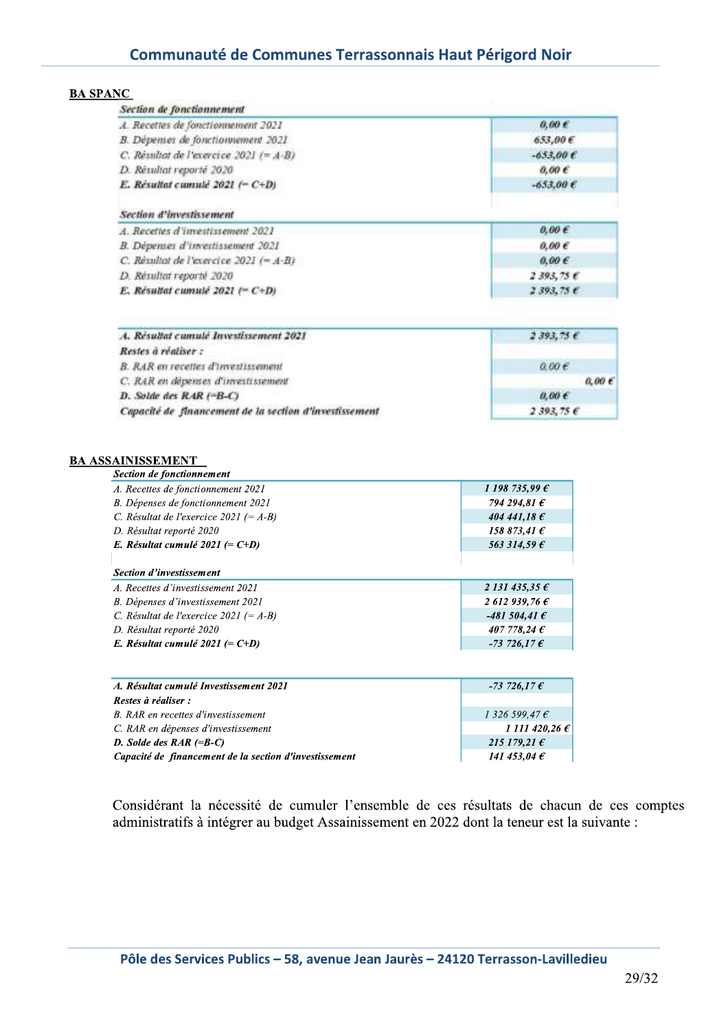**BA SPANC**

| *Section de fonctionnement* | |
|---|---|
| *A. Recettes de fonctionnement 2021* | *0,00 €* |
| *B. Dépenses de fonctionnement 2021* | *653,00 €* |
| *C. Résultat de l'exercice 2021 (= A-B)* | *-653,00 €* |
| *D. Résultat reporté 2020* | *0,00 €* |
| ***E. Résultat cumulé 2021 (= C+D)*** | *-653,00 €* |

| *Section d'investissement* | |
|---|---|
| *A. Recettes d'investissement 2021* | *0,00 €* |
| *B. Dépenses d'investissement 2021* | *0,00 €* |
| *C. Résultat de l'exercice 2021 (= A-B)* | *0,00 €* |
| *D. Résultat reporté 2020* | *2 393,75 €* |
| ***E. Résultat cumulé 2021 (= C+D)*** | *2 393,75 €* |

| | |
|---|---|
| ***A. Résultat cumulé Investissement 2021*** | *2 393,75 €* |
| ***Restes à réaliser :*** | |
| *B. RAR en recettes d'investissement* | *0,00 €* |
| *C. RAR en dépenses d'investissement* | *0,00 €* |
| ***D. Solde des RAR (=B-C)*** | *0,00 €* |
| ***Capacité de financement de la section d'investissement*** | *2 393,75 €* |

**BA ASSAINISSEMENT**

| ***Section de fonctionnement*** | |
|---|---|
| *A. Recettes de fonctionnement 2021* | ***1 198 735,99 €*** |
| *B. Dépenses de fonctionnement 2021* | ***794 294,81 €*** |
| *C. Résultat de l'exercice 2021 (= A-B)* | ***404 441,18 €*** |
| *D. Résultat reporté 2020* | ***158 873,41 €*** |
| ***E. Résultat cumulé 2021 (= C+D)*** | ***563 314,59 €*** |

| ***Section d'investissement*** | |
|---|---|
| *A. Recettes d'investissement 2021* | ***2 131 435,35 €*** |
| *B. Dépenses d'investissement 2021* | ***2 612 939,76 €*** |
| *C. Résultat de l'exercice 2021 (= A-B)* | ***-481 504,41 €*** |
| *D. Résultat reporté 2020* | ***407 778,24 €*** |
| ***E. Résultat cumulé 2021 (= C+D)*** | ***-73 726,17 €*** |

| | |
|---|---|
| ***A. Résultat cumulé Investissement 2021*** | *-73 726,17 €* |
| ***Restes à réaliser :*** | |
| *B. RAR en recettes d'investissement* | *1 326 599,47 €* |
| *C. RAR en dépenses d'investissement* | *1 111 420,26 €* |
| ***D. Solde des RAR (=B-C)*** | ***215 179,21 €*** |
| ***Capacité de financement de la section d'investissement*** | ***141 453,04 €*** |

Considérant la nécessité de cumuler l'ensemble de ces résultats de chacun de ces comptes administratifs à intégrer au budget Assainissement en 2022 dont la teneur est la suivante :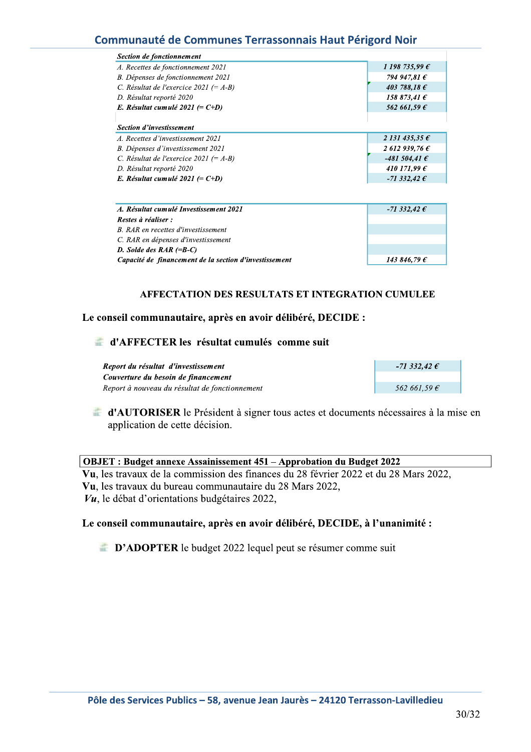| *Section de fonctionnement* | |
|---|---|
| *A. Recettes de fonctionnement 2021* | *1 198 735,99 €* |
| *B. Dépenses de fonctionnement 2021* | *794 947,81 €* |
| *C. Résultat de l'exercice 2021 (= A-B)* | *403 788,18 €* |
| *D. Résultat reporté 2020* | *158 873,41 €* |
| ***E. Résultat cumulé 2021 (= C+D)*** | *562 661,59 €* |

| *Section d'investissement* | |
|---|---|
| *A. Recettes d'investissement 2021* | *2 131 435,35 €* |
| *B. Dépenses d'investissement 2021* | *2 612 939,76 €* |
| *C. Résultat de l'exercice 2021 (= A-B)* | *-481 504,41 €* |
| *D. Résultat reporté 2020* | *410 171,99 €* |
| ***E. Résultat cumulé 2021 (= C+D)*** | *-71 332,42 €* |

| | |
|---|---|
| ***A. Résultat cumulé Investissement 2021*** | *-71 332,42 €* |
| ***Restes à réaliser :*** | |
| *B. RAR en recettes d'investissement* | |
| *C. RAR en dépenses d'investissement* | |
| ***D. Solde des RAR (=B-C)*** | |
| ***Capacité de financement de la section d'investissement*** | *143 846,79 €* |

**AFFECTATION DES RESULTATS ET INTEGRATION CUMULEE**

**Le conseil communautaire, après en avoir délibéré, DECIDE :**

- **d'AFFECTER les résultat cumulés comme suit**

| | |
|---|---|
| ***Report du résultat d'investissement*** | *-71 332,42 €* |
| ***Couverture du besoin de financement*** | |
| *Report à nouveau du résultat de fonctionnement* | *562 661,59 €* |

- **d'AUTORISER** le Président à signer tous actes et documents nécessaires à la mise en application de cette décision.

**OBJET : Budget annexe Assainissement 451 – Approbation du Budget 2022**

**Vu**, les travaux de la commission des finances du 28 février 2022 et du 28 Mars 2022,
**Vu**, les travaux du bureau communautaire du 28 Mars 2022,
***Vu***, le débat d'orientations budgétaires 2022,

**Le conseil communautaire, après en avoir délibéré, DECIDE, à l'unanimité :**

- **D'ADOPTER** le budget 2022 lequel peut se résumer comme suit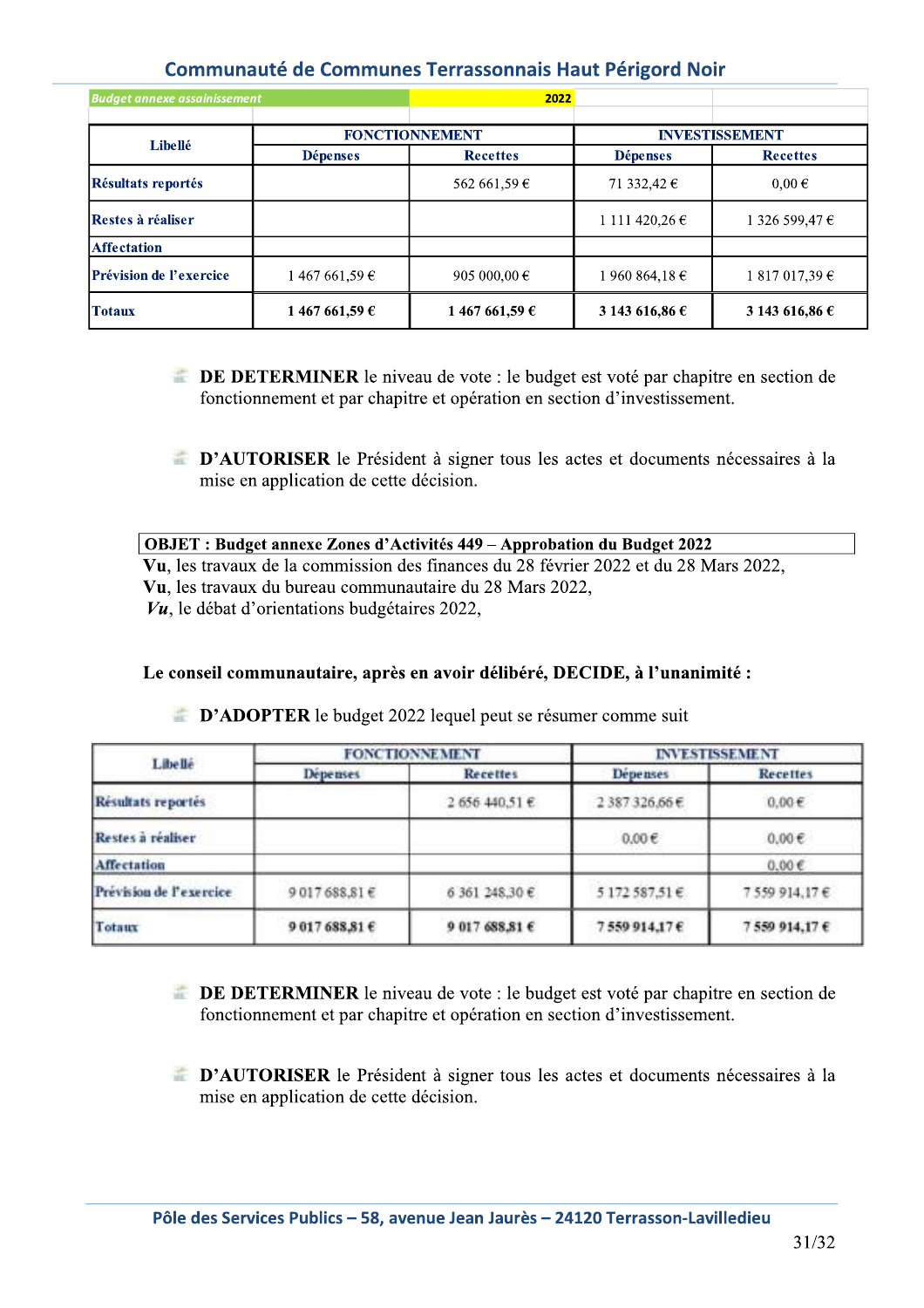| Budget annexe assainissement | | 2022 | | |
|---|---|---|---|---|
| **Libellé** | **FONCTIONNEMENT** | | **INVESTISSEMENT** | |
| | **Dépenses** | **Recettes** | **Dépenses** | **Recettes** |
| **Résultats reportés** | | 562 661,59 € | 71 332,42 € | 0,00 € |
| **Restes à réaliser** | | | 1 111 420,26 € | 1 326 599,47 € |
| **Affectation** | | | | |
| **Prévision de l'exercice** | 1 467 661,59 € | 905 000,00 € | 1 960 864,18 € | 1 817 017,39 € |
| **Totaux** | **1 467 661,59 €** | **1 467 661,59 €** | **3 143 616,86 €** | **3 143 616,86 €** |

- **DE DETERMINER** le niveau de vote : le budget est voté par chapitre en section de fonctionnement et par chapitre et opération en section d'investissement.

- **D'AUTORISER** le Président à signer tous les actes et documents nécessaires à la mise en application de cette décision.

**OBJET : Budget annexe Zones d'Activités 449 – Approbation du Budget 2022**

**Vu**, les travaux de la commission des finances du 28 février 2022 et du 28 Mars 2022,
**Vu**, les travaux du bureau communautaire du 28 Mars 2022,
***Vu***, le débat d'orientations budgétaires 2022,

**Le conseil communautaire, après en avoir délibéré, DECIDE, à l'unanimité :**

- **D'ADOPTER** le budget 2022 lequel peut se résumer comme suit

| **Libellé** | **FONCTIONNEMENT** | | **INVESTISSEMENT** | |
|---|---|---|---|---|
| | **Dépenses** | **Recettes** | **Dépenses** | **Recettes** |
| **Résultats reportés** | | 2 656 440,51 € | 2 387 326,66 € | 0,00 € |
| **Restes à réaliser** | | | 0,00 € | 0,00 € |
| **Affectation** | | | | 0,00 € |
| **Prévision de l'exercice** | 9 017 688,81 € | 6 361 248,30 € | 5 172 587,51 € | 7 559 914,17 € |
| **Totaux** | **9 017 688,81 €** | **9 017 688,81 €** | **7 559 914,17 €** | **7 559 914,17 €** |

- **DE DETERMINER** le niveau de vote : le budget est voté par chapitre en section de fonctionnement et par chapitre et opération en section d'investissement.

- **D'AUTORISER** le Président à signer tous les actes et documents nécessaires à la mise en application de cette décision.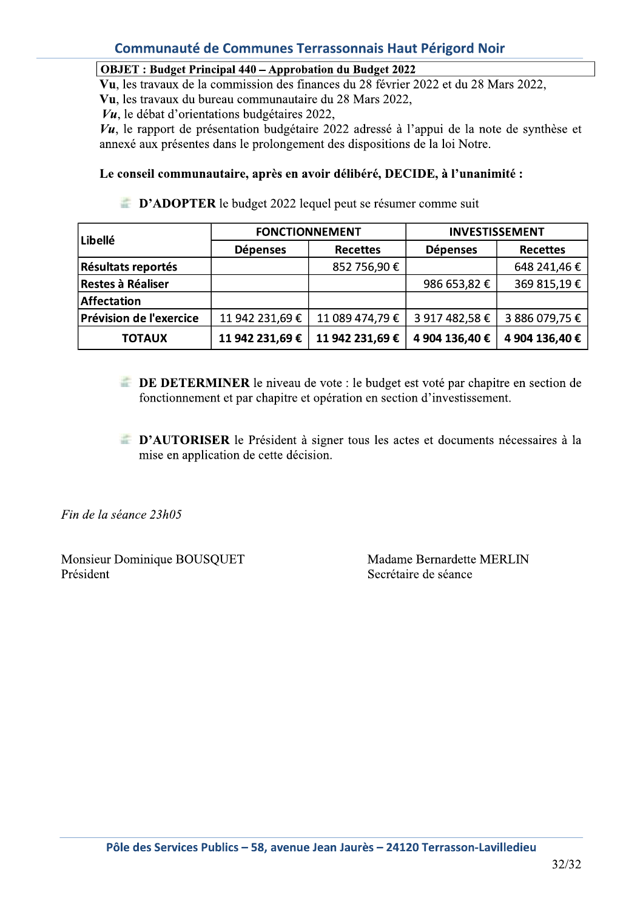**OBJET : Budget Principal 440 – Approbation du Budget 2022**

**Vu**, les travaux de la commission des finances du 28 février 2022 et du 28 Mars 2022,
**Vu**, les travaux du bureau communautaire du 28 Mars 2022,
***Vu***, le débat d'orientations budgétaires 2022,
***Vu***, le rapport de présentation budgétaire 2022 adressé à l'appui de la note de synthèse et annexé aux présentes dans le prolongement des dispositions de la loi Notre.

**Le conseil communautaire, après en avoir délibéré, DECIDE, à l'unanimité :**

- **D'ADOPTER** le budget 2022 lequel peut se résumer comme suit

| Libellé | FONCTIONNEMENT | | INVESTISSEMENT | |
|---|---|---|---|---|
| | Dépenses | Recettes | Dépenses | Recettes |
| **Résultats reportés** | | 852 756,90 € | | 648 241,46 € |
| **Restes à Réaliser** | | | 986 653,82 € | 369 815,19 € |
| **Affectation** | | | | |
| **Prévision de l'exercice** | 11 942 231,69 € | 11 089 474,79 € | 3 917 482,58 € | 3 886 079,75 € |
| **TOTAUX** | **11 942 231,69 €** | **11 942 231,69 €** | **4 904 136,40 €** | **4 904 136,40 €** |

- **DE DETERMINER** le niveau de vote : le budget est voté par chapitre en section de fonctionnement et par chapitre et opération en section d'investissement.

- **D'AUTORISER** le Président à signer tous les actes et documents nécessaires à la mise en application de cette décision.

*Fin de la séance 23h05*

Monsieur Dominique BOUSQUET
Président

Madame Bernardette MERLIN
Secrétaire de séance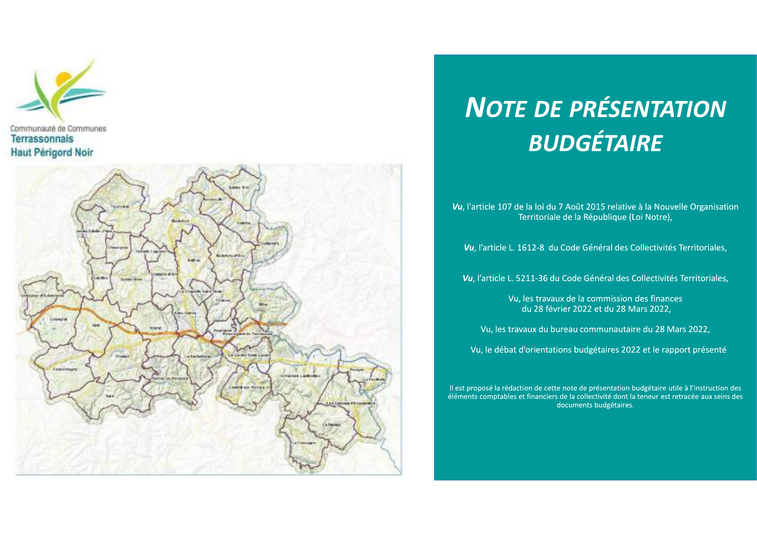Communauté de Communes
Terrassonnais
Haut Périgord Noir

# *NOTE DE PRÉSENTATION BUDGÉTAIRE*

***Vu***, l'article 107 de la loi du 7 Août 2015 relative à la Nouvelle Organisation Territoriale de la République (Loi Notre),

***Vu***, l'article L. 1612-8 du Code Général des Collectivités Territoriales,

***Vu***, l'article L. 5211-36 du Code Général des Collectivités Territoriales,

Vu, les travaux de la commission des finances du 28 février 2022 et du 28 Mars 2022,

Vu, les travaux du bureau communautaire du 28 Mars 2022,

Vu, le débat d'orientations budgétaires 2022 et le rapport présenté

Il est proposé la rédaction de cette note de présentation budgétaire utile à l'instruction des éléments comptables et financiers de la collectivité dont la teneur est retracée aux seins des documents budgétaires.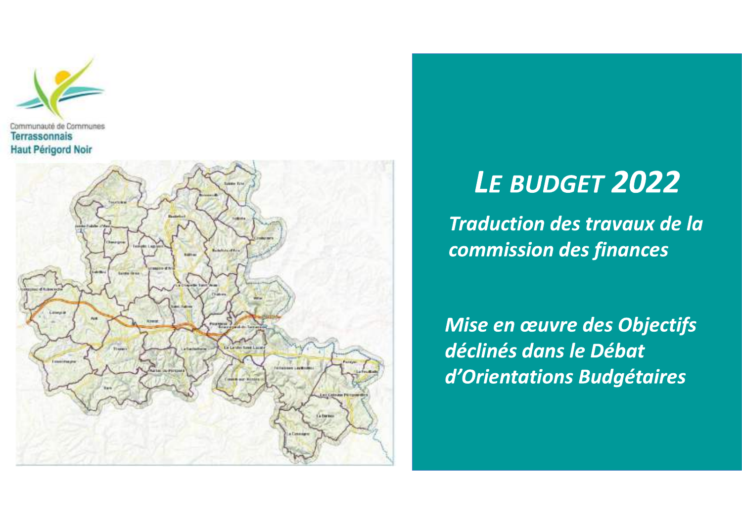Communauté de Communes
Terrassonnais
Haut Périgord Noir

# *LE BUDGET 2022*

***Traduction des travaux de la commission des finances***

***Mise en œuvre des Objectifs déclinés dans le Débat d'Orientations Budgétaires***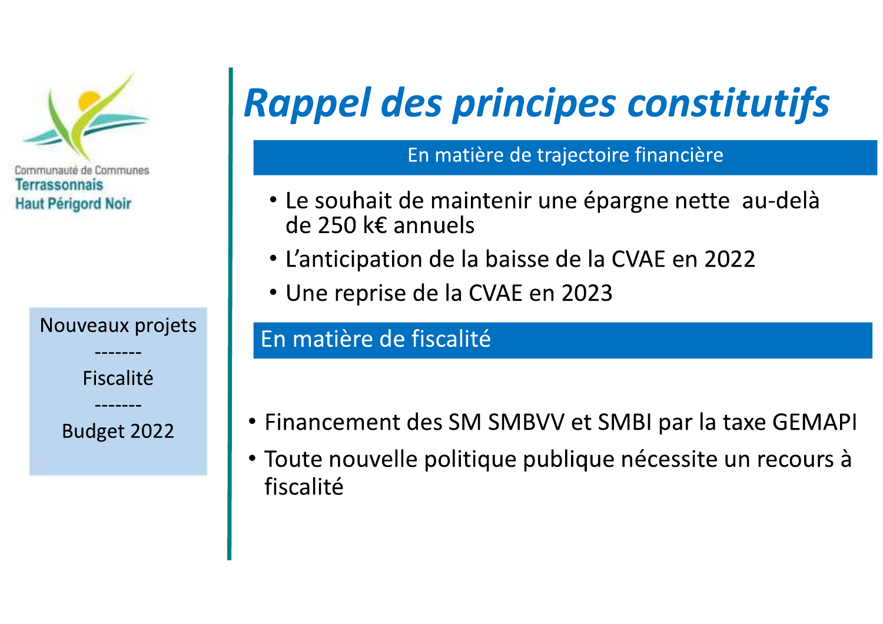Communauté de Communes
Terrassonnais
Haut Périgord Noir

Nouveaux projets

-------

Fiscalité

-------

Budget 2022

# *Rappel des principes constitutifs*

## En matière de trajectoire financière

- Le souhait de maintenir une épargne nette au-delà de 250 k€ annuels
- L'anticipation de la baisse de la CVAE en 2022
- Une reprise de la CVAE en 2023

## En matière de fiscalité

- Financement des SM SMBVV et SMBI par la taxe GEMAPI
- Toute nouvelle politique publique nécessite un recours à fiscalité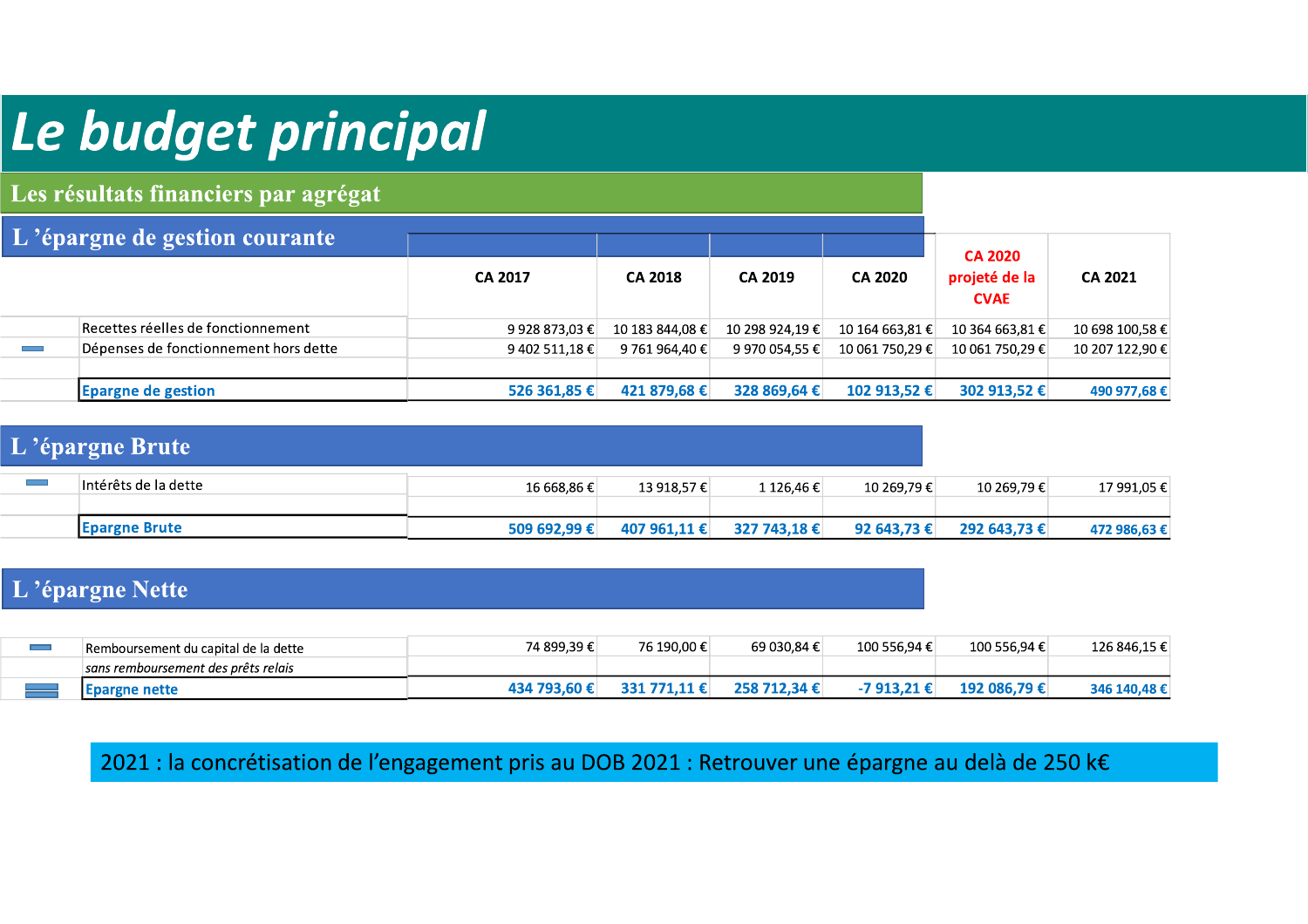# Le budget principal

## Les résultats financiers par agrégat

### L 'épargne de gestion courante

| | | CA 2017 | CA 2018 | CA 2019 | CA 2020 | CA 2020 projeté de la CVAE | CA 2021 |
|---|---|---|---|---|---|---|---|
| | Recettes réelles de fonctionnement | 9 928 873,03 € | 10 183 844,08 € | 10 298 924,19 € | 10 164 663,81 € | 10 364 663,81 € | 10 698 100,58 € |
| - | Dépenses de fonctionnement hors dette | 9 402 511,18 € | 9 761 964,40 € | 9 970 054,55 € | 10 061 750,29 € | 10 061 750,29 € | 10 207 122,90 € |
| | **Epargne de gestion** | **526 361,85 €** | **421 879,68 €** | **328 869,64 €** | **102 913,52 €** | **302 913,52 €** | **490 977,68 €** |

### L 'épargne Brute

| | | CA 2017 | CA 2018 | CA 2019 | CA 2020 | CA 2020 projeté de la CVAE | CA 2021 |
|---|---|---|---|---|---|---|---|
| - | Intérêts de la dette | 16 668,86 € | 13 918,57 € | 1 126,46 € | 10 269,79 € | 10 269,79 € | 17 991,05 € |
| | **Epargne Brute** | **509 692,99 €** | **407 961,11 €** | **327 743,18 €** | **92 643,73 €** | **292 643,73 €** | **472 986,63 €** |

### L 'épargne Nette

| | | CA 2017 | CA 2018 | CA 2019 | CA 2020 | CA 2020 projeté de la CVAE | CA 2021 |
|---|---|---|---|---|---|---|---|
| - | Remboursement du capital de la dette<br>*sans remboursement des prêts relais* | 74 899,39 € | 76 190,00 € | 69 030,84 € | 100 556,94 € | 100 556,94 € | 126 846,15 € |
| = | **Epargne nette** | **434 793,60 €** | **331 771,11 €** | **258 712,34 €** | **-7 913,21 €** | **192 086,79 €** | **346 140,48 €** |

2021 : la concrétisation de l'engagement pris au DOB 2021 : Retrouver une épargne au delà de 250 k€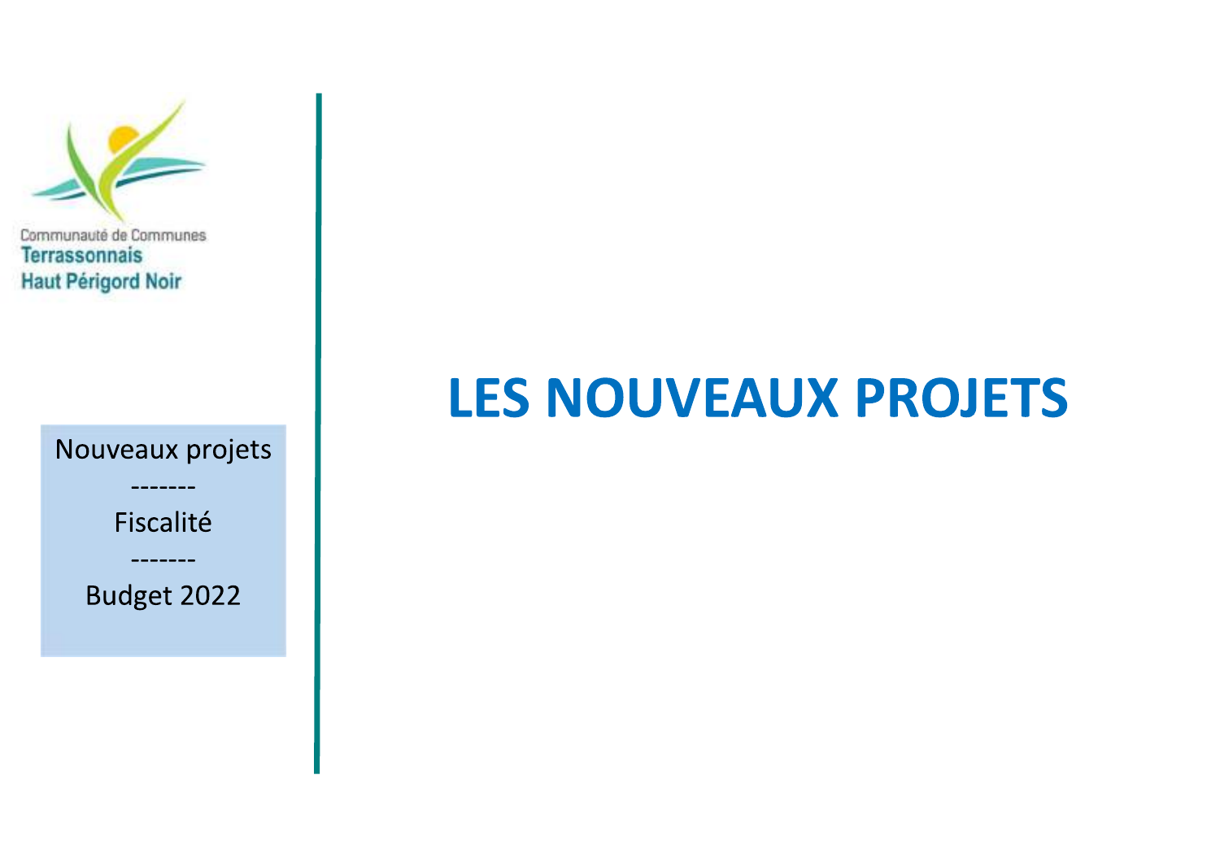Communauté de Communes
Terrassonnais
Haut Périgord Noir

Nouveaux projets

-------

Fiscalité

-------

Budget 2022

# LES NOUVEAUX PROJETS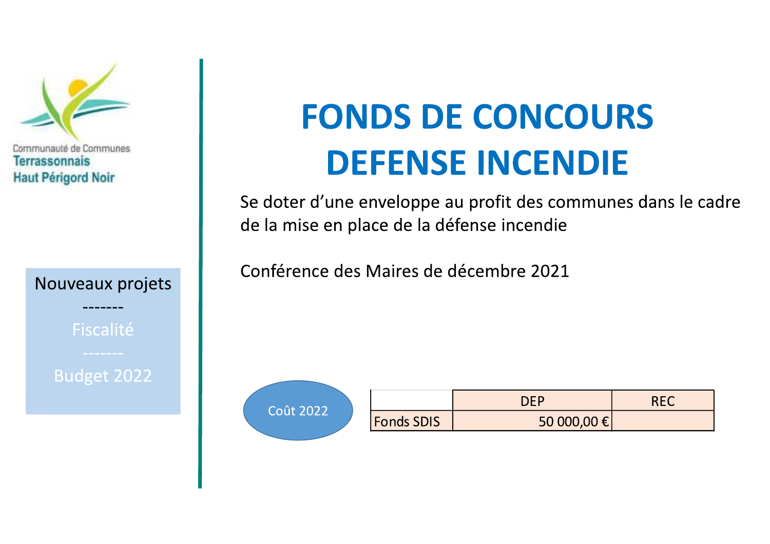Communauté de Communes
Terrassonnais
Haut Périgord Noir

Nouveaux projets
-------
Fiscalité
-------
Budget 2022

# FONDS DE CONCOURS DEFENSE INCENDIE

Se doter d'une enveloppe au profit des communes dans le cadre de la mise en place de la défense incendie

Conférence des Maires de décembre 2021

Coût 2022

| | DEP | REC |
|---|---|---|
| Fonds SDIS | 50 000,00 € | |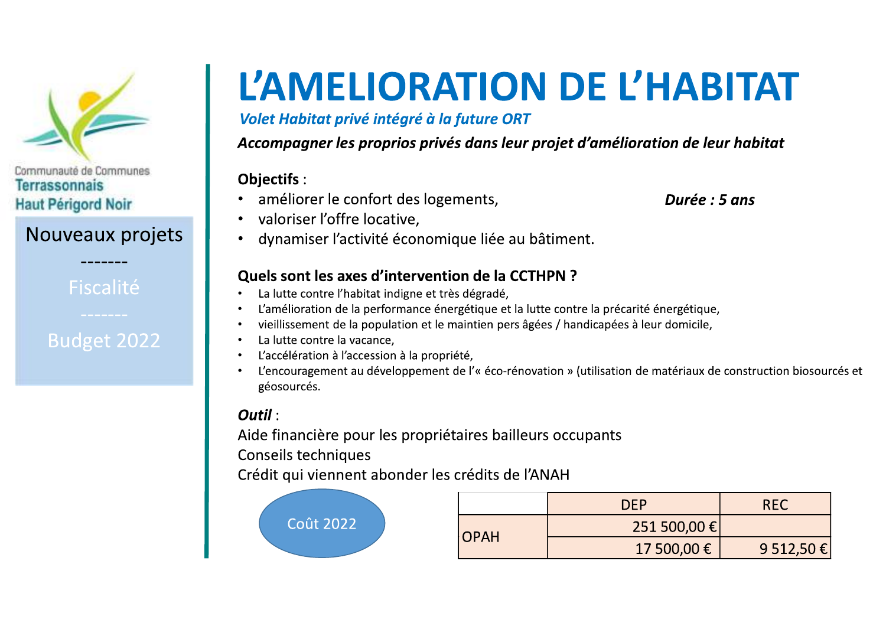Communauté de Communes
Terrassonnais
Haut Périgord Noir

Nouveaux projets

-------

Fiscalité

-------

Budget 2022

# L'AMELIORATION DE L'HABITAT

*Volet Habitat privé intégré à la future ORT*

***Accompagner les proprios privés dans leur projet d'amélioration de leur habitat***

**Objectifs** :

- améliorer le confort des logements,
- valoriser l'offre locative,
- dynamiser l'activité économique liée au bâtiment.

***Durée : 5 ans***

**Quels sont les axes d'intervention de la CCTHPN ?**

- La lutte contre l'habitat indigne et très dégradé,
- L'amélioration de la performance énergétique et la lutte contre la précarité énergétique,
- vieillissement de la population et le maintien pers âgées / handicapées à leur domicile,
- La lutte contre la vacance,
- L'accélération à l'accession à la propriété,
- L'encouragement au développement de l'« éco-rénovation » (utilisation de matériaux de construction biosourcés et géosourcés.

***Outil*** :

Aide financière pour les propriétaires bailleurs occupants

Conseils techniques

Crédit qui viennent abonder les crédits de l'ANAH

Coût 2022

| | DEP | REC |
|---|---|---|
| OPAH | 251 500,00 € | |
| | 17 500,00 € | 9 512,50 € |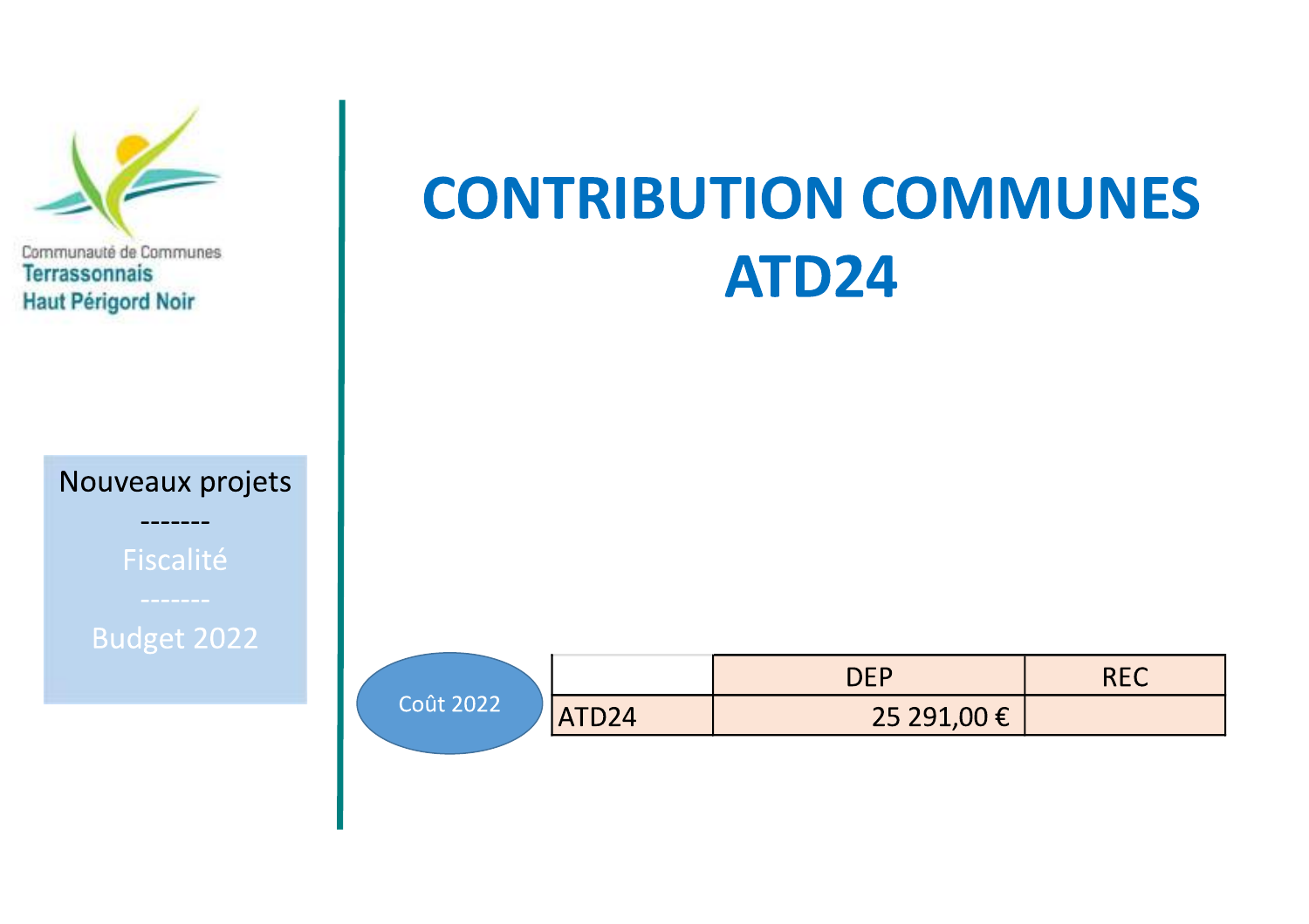Communauté de Communes
Terrassonnais
Haut Périgord Noir

# CONTRIBUTION COMMUNES ATD24

Nouveaux projets
-------
Fiscalité
-------
Budget 2022

Coût 2022

| | DEP | REC |
|---|---|---|
| ATD24 | 25 291,00 € | |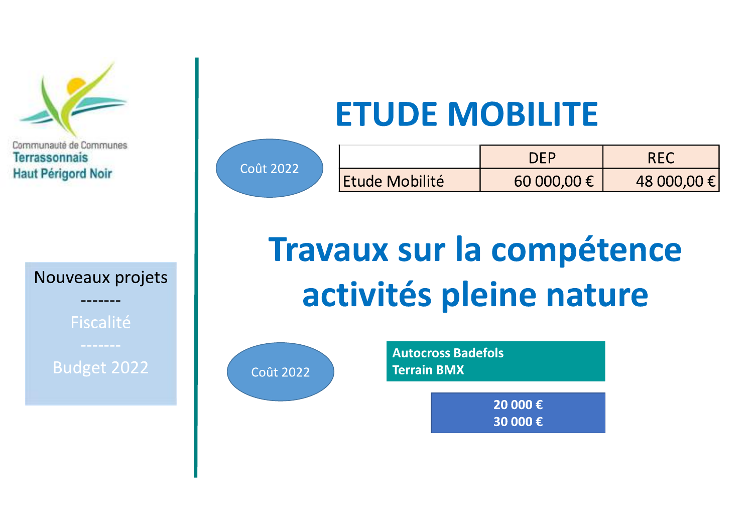Communauté de Communes
Terrassonnais
Haut Périgord Noir

Nouveaux projets

-------

Fiscalité

-------

Budget 2022

# ETUDE MOBILITE

Coût 2022

| | DEP | REC |
|---|---|---|
| Etude Mobilité | 60 000,00 € | 48 000,00 € |

# Travaux sur la compétence activités pleine nature

Coût 2022

**Autocross Badefols**
**Terrain BMX**

**20 000 €**
**30 000 €**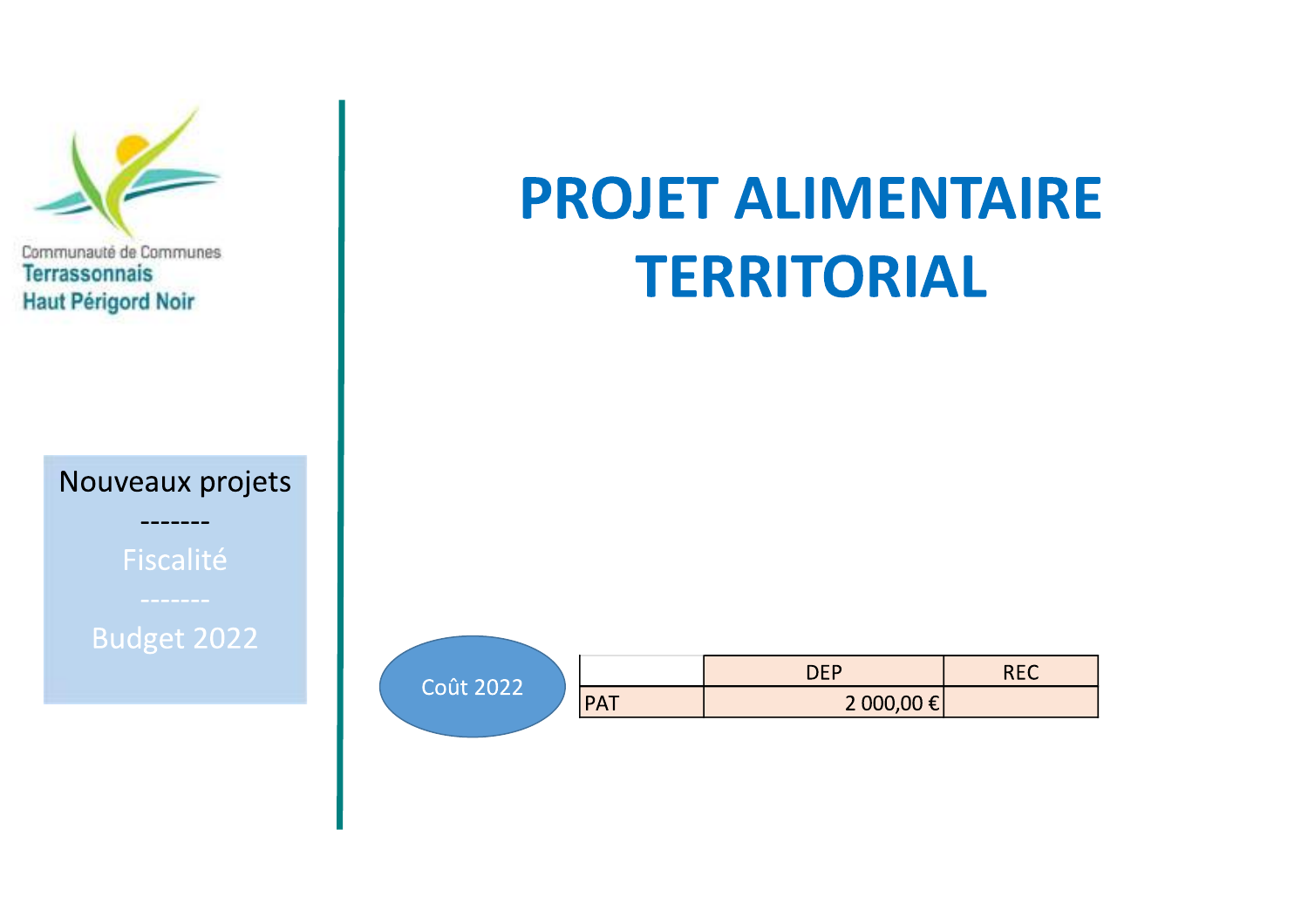Communauté de Communes
Terrassonnais
Haut Périgord Noir

Nouveaux projets
-------
Fiscalité
-------
Budget 2022

# PROJET ALIMENTAIRE TERRITORIAL

Coût 2022

| | DEP | REC |
|---|---|---|
| PAT | 2 000,00 € | |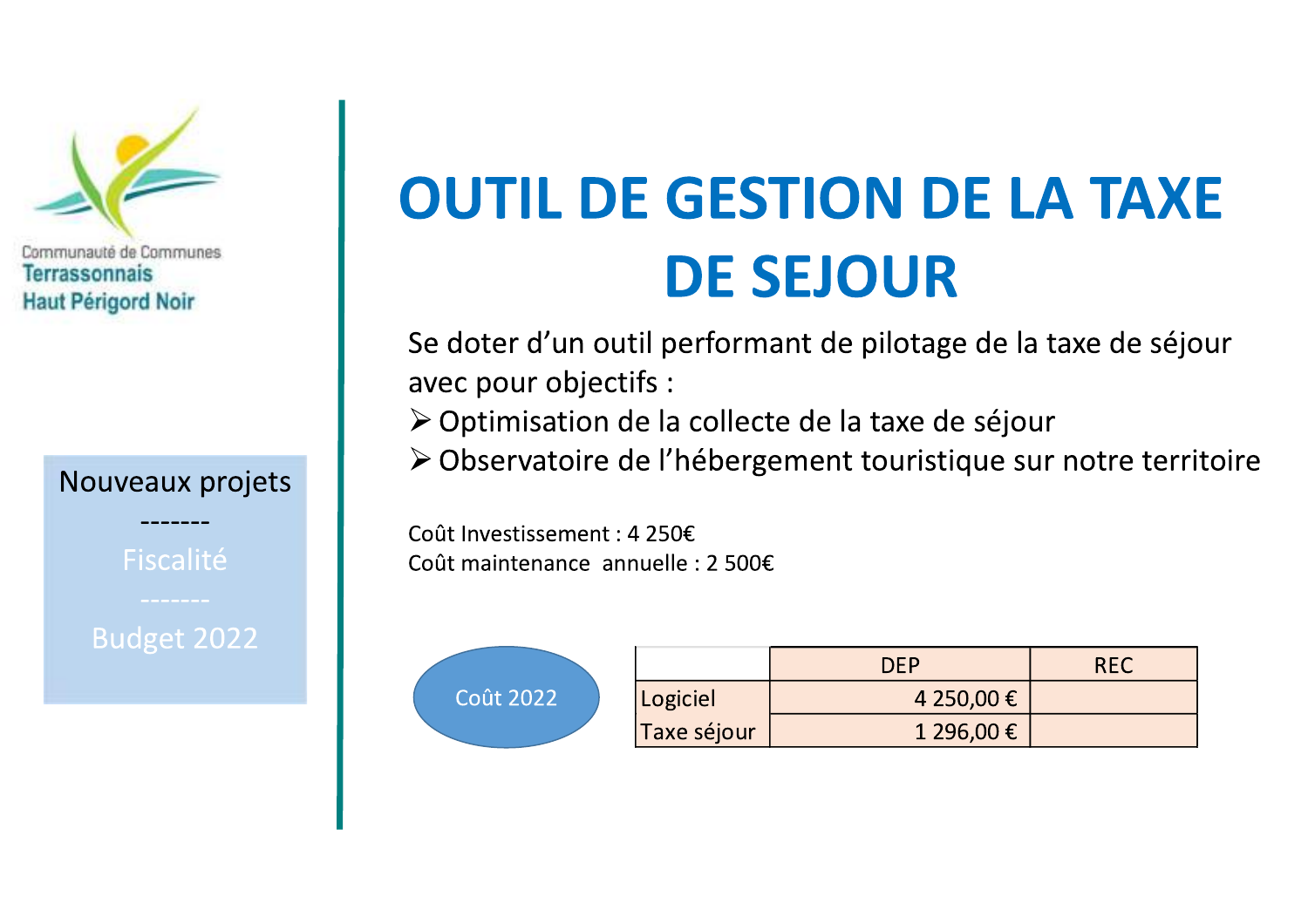Communauté de Communes
Terrassonnais
Haut Périgord Noir

Nouveaux projets
-------
Fiscalité
-------
Budget 2022

# OUTIL DE GESTION DE LA TAXE DE SEJOUR

Se doter d'un outil performant de pilotage de la taxe de séjour avec pour objectifs :

- Optimisation de la collecte de la taxe de séjour
- Observatoire de l'hébergement touristique sur notre territoire

Coût Investissement : 4 250€
Coût maintenance annuelle : 2 500€

Coût 2022

| | DEP | REC |
|---|---|---|
| Logiciel | 4 250,00 € | |
| Taxe séjour | 1 296,00 € | |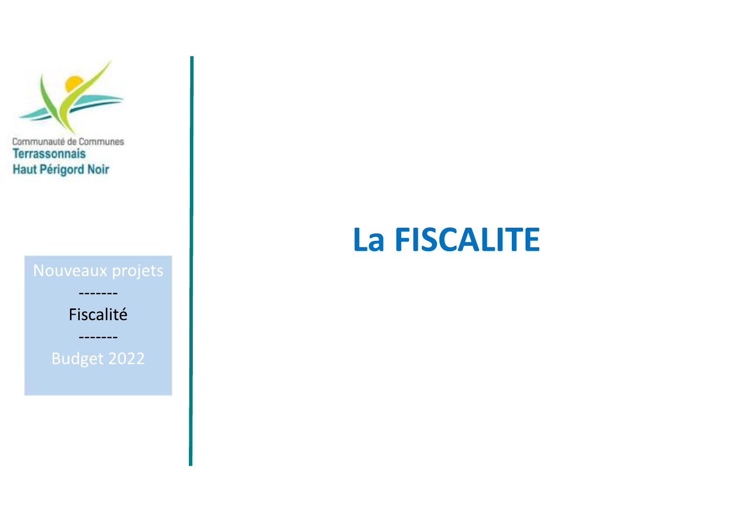Communauté de Communes
Terrassonnais
Haut Périgord Noir

Nouveaux projets

-------

Fiscalité

-------

Budget 2022

# La FISCALITE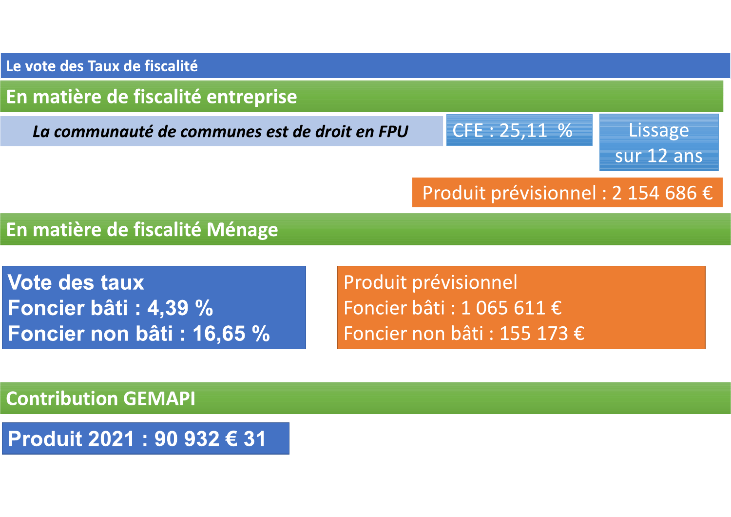# Le vote des Taux de fiscalité

## En matière de fiscalité entreprise

*La communauté de communes est de droit en FPU*

CFE : 25,11 %

Lissage sur 12 ans

Produit prévisionnel : 2 154 686 €

## En matière de fiscalité Ménage

**Vote des taux**
**Foncier bâti : 4,39 %**
**Foncier non bâti : 16,65 %**

Produit prévisionnel
Foncier bâti : 1 065 611 €
Foncier non bâti : 155 173 €

## Contribution GEMAPI

**Produit 2021 : 90 932 € 31**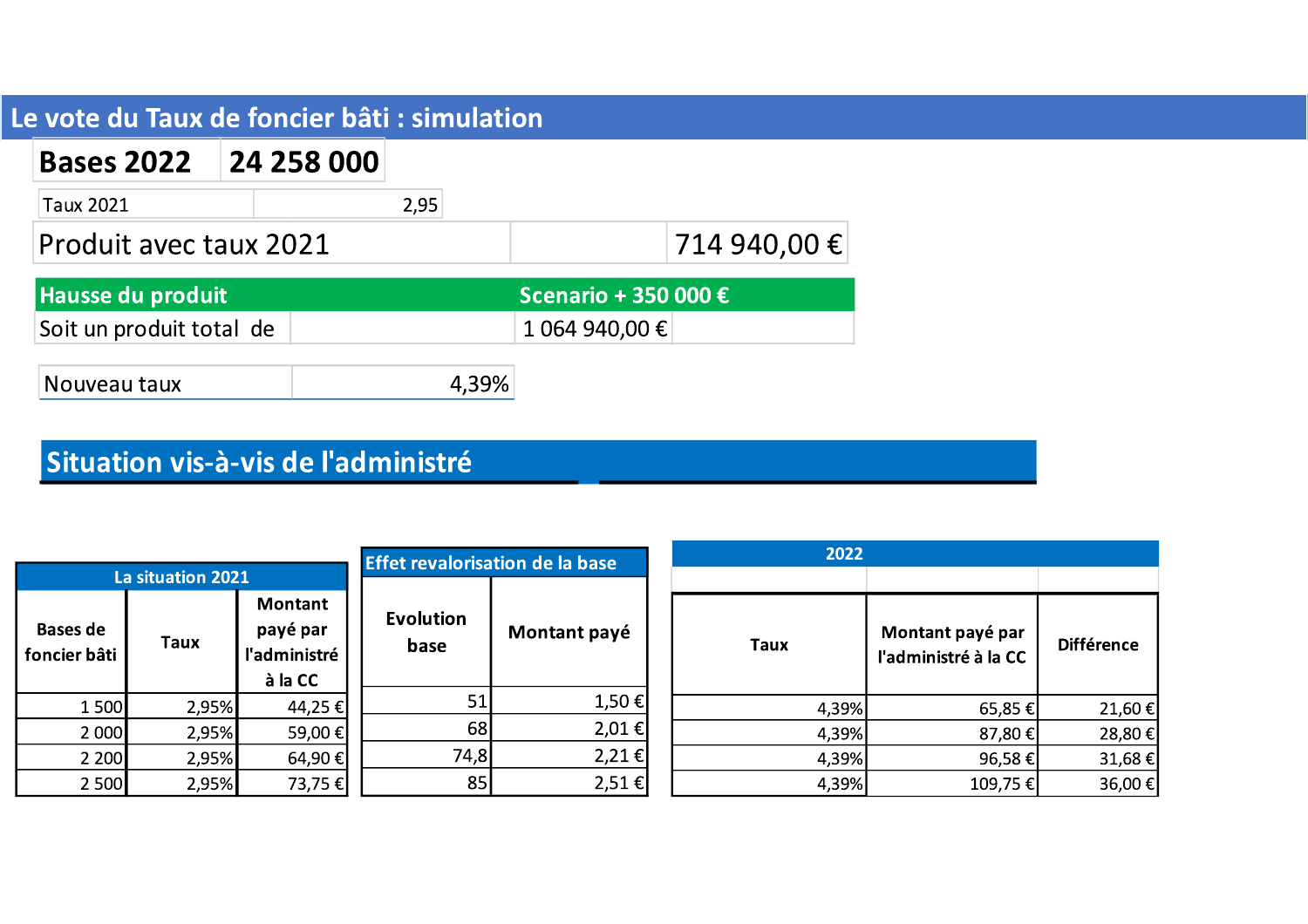# Le vote du Taux de foncier bâti : simulation

| Bases 2022 | 24 258 000 |
|---|---|

| Taux 2021 | 2,95 |
|---|---|

| Produit avec taux 2021 | | 714 940,00 € |
|---|---|---|

| Hausse du produit | Scenario + 350 000 € |
|---|---|
| Soit un produit total de | 1 064 940,00 € |

| Nouveau taux | 4,39% |
|---|---|

## Situation vis-à-vis de l'administré

| La situation 2021 | | | Effet revalorisation de la base | | 2022 | | |
|---|---|---|---|---|---|---|---|
| Bases de foncier bâti | Taux | Montant payé par l'administré à la CC | Evolution base | Montant payé | Taux | Montant payé par l'administré à la CC | Différence |
| 1 500 | 2,95% | 44,25 € | 51 | 1,50 € | 4,39% | 65,85 € | 21,60 € |
| 2 000 | 2,95% | 59,00 € | 68 | 2,01 € | 4,39% | 87,80 € | 28,80 € |
| 2 200 | 2,95% | 64,90 € | 74,8 | 2,21 € | 4,39% | 96,58 € | 31,68 € |
| 2 500 | 2,95% | 73,75 € | 85 | 2,51 € | 4,39% | 109,75 € | 36,00 € |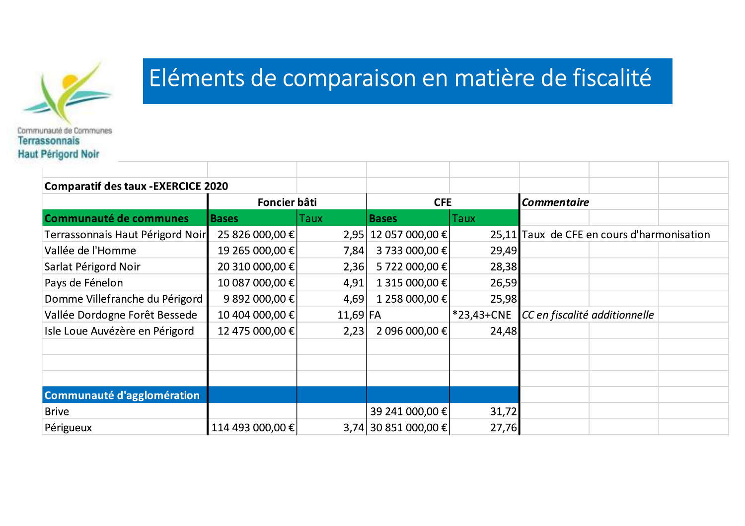Communauté de Communes
Terrassonnais
Haut Périgord Noir

# Eléments de comparaison en matière de fiscalité

**Comparatif des taux -EXERCICE 2020**

| | Foncier bâti | | CFE | | *Commentaire* |
|---|---|---|---|---|---|
| **Communauté de communes** | **Bases** | Taux | **Bases** | Taux | |
| Terrassonnais Haut Périgord Noir | 25 826 000,00 € | 2,95 | 12 057 000,00 € | 25,11 | Taux de CFE en cours d'harmonisation |
| Vallée de l'Homme | 19 265 000,00 € | 7,84 | 3 733 000,00 € | 29,49 | |
| Sarlat Périgord Noir | 20 310 000,00 € | 2,36 | 5 722 000,00 € | 28,38 | |
| Pays de Fénelon | 10 087 000,00 € | 4,91 | 1 315 000,00 € | 26,59 | |
| Domme Villefranche du Périgord | 9 892 000,00 € | 4,69 | 1 258 000,00 € | 25,98 | |
| Vallée Dordogne Forêt Bessede | 10 404 000,00 € | 11,69 | FA | *23,43+CNE | *CC en fiscalité additionnelle* |
| Isle Loue Auvézère en Périgord | 12 475 000,00 € | 2,23 | 2 096 000,00 € | 24,48 | |
| | | | | | |
| **Communauté d'agglomération** | | | | | |
| Brive | | | 39 241 000,00 € | 31,72 | |
| Périgueux | 114 493 000,00 € | 3,74 | 30 851 000,00 € | 27,76 | |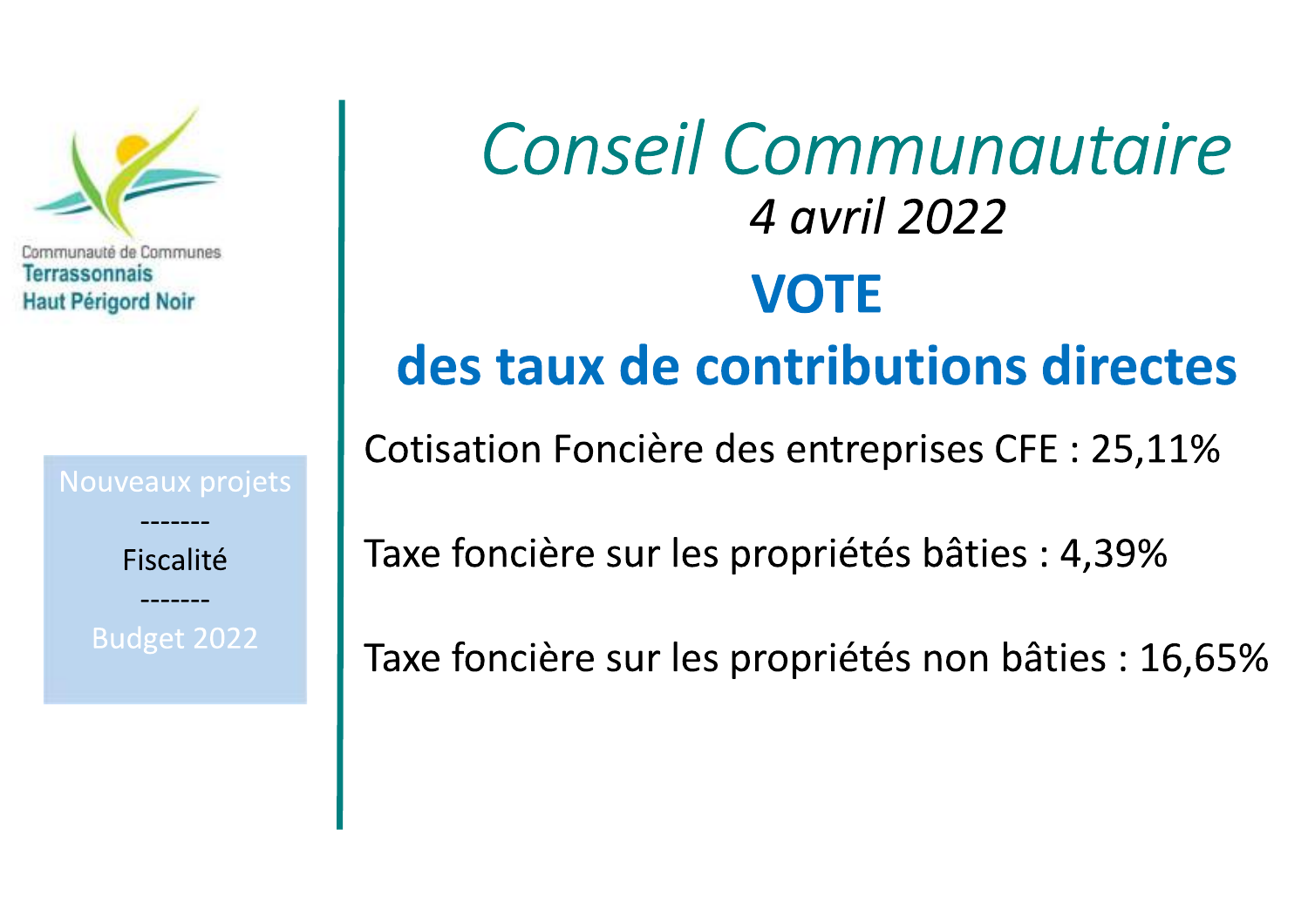Communauté de Communes
Terrassonnais
Haut Périgord Noir

Nouveaux projets

-------

Fiscalité

-------

Budget 2022

# *Conseil Communautaire*

*4 avril 2022*

## VOTE

## des taux de contributions directes

Cotisation Foncière des entreprises CFE : 25,11%

Taxe foncière sur les propriétés bâties : 4,39%

Taxe foncière sur les propriétés non bâties : 16,65%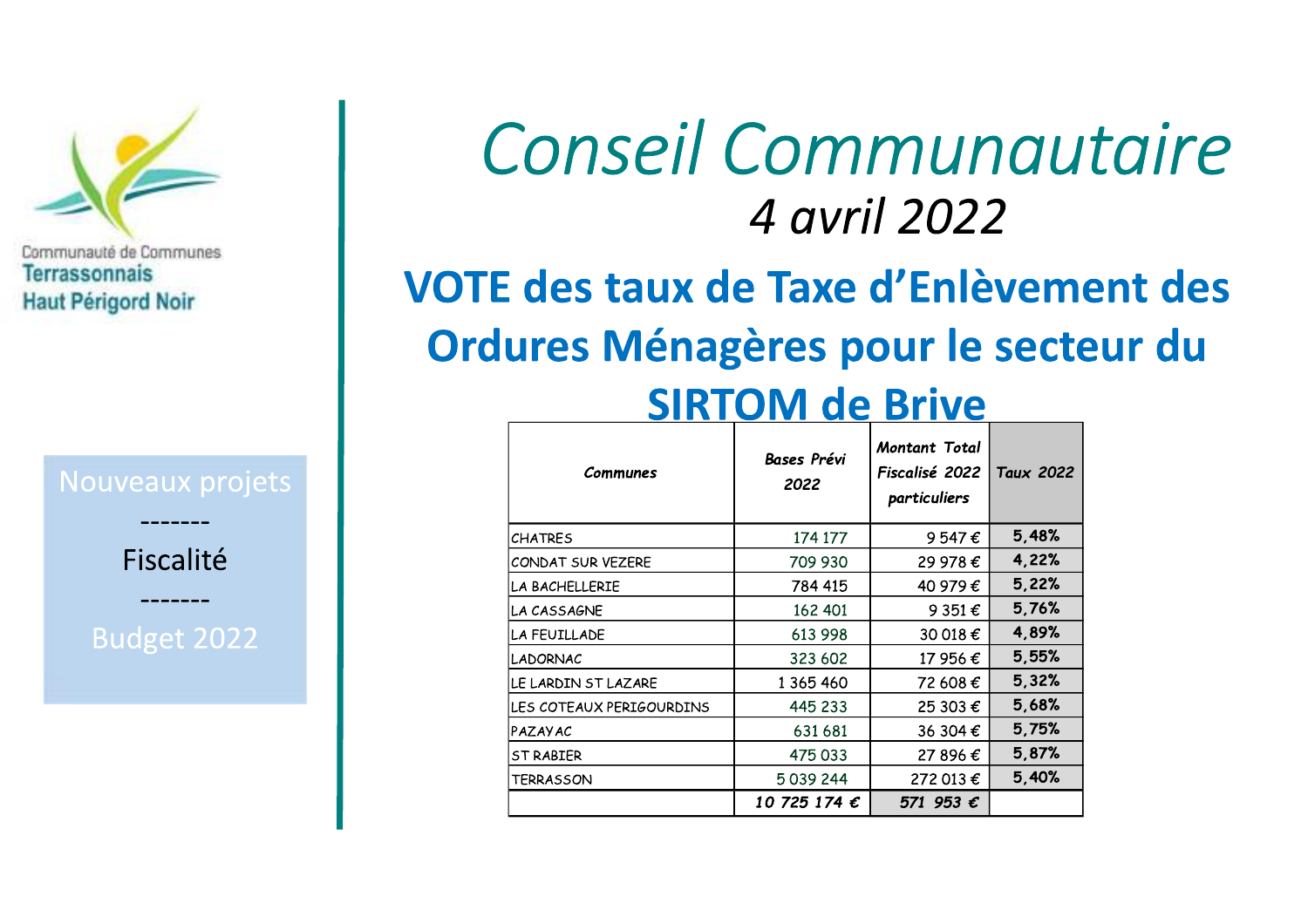Communauté de Communes
Terrassonnais
Haut Périgord Noir

Nouveaux projets

-------

Fiscalité

-------

Budget 2022

# *Conseil Communautaire*

## *4 avril 2022*

## VOTE des taux de Taxe d'Enlèvement des Ordures Ménagères pour le secteur du SIRTOM de Brive

| *Communes* | *Bases Prévi 2022* | *Montant Total Fiscalisé 2022 particuliers* | *Taux 2022* |
|---|---|---|---|
| CHATRES | 174 177 | 9 547 € | 5,48% |
| CONDAT SUR VEZERE | 709 930 | 29 978 € | 4,22% |
| LA BACHELLERIE | 784 415 | 40 979 € | 5,22% |
| LA CASSAGNE | 162 401 | 9 351 € | 5,76% |
| LA FEUILLADE | 613 998 | 30 018 € | 4,89% |
| LADORNAC | 323 602 | 17 956 € | 5,55% |
| LE LARDIN ST LAZARE | 1 365 460 | 72 608 € | 5,32% |
| LES COTEAUX PERIGOURDINS | 445 233 | 25 303 € | 5,68% |
| PAZAYAC | 631 681 | 36 304 € | 5,75% |
| ST RABIER | 475 033 | 27 896 € | 5,87% |
| TERRASSON | 5 039 244 | 272 013 € | 5,40% |
| | ***10 725 174 €*** | ***571 953 €*** | |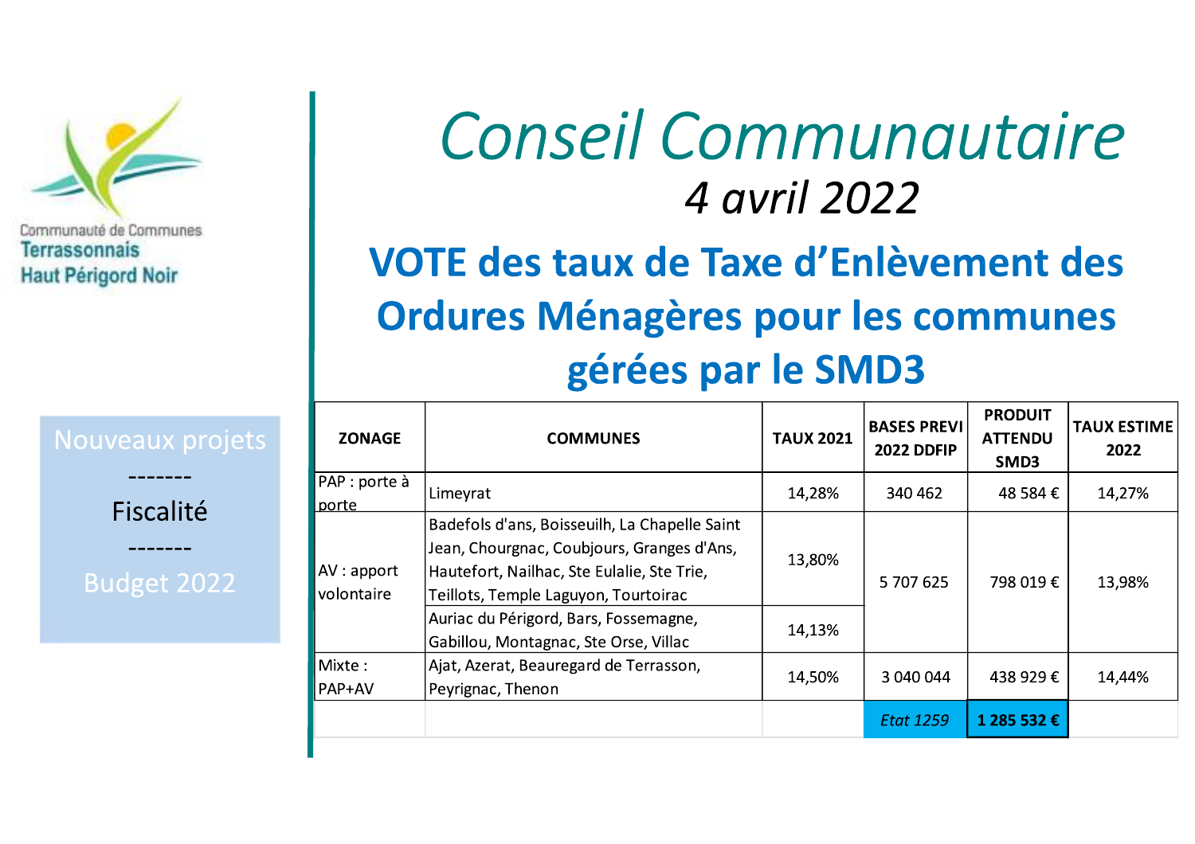Communauté de Communes
Terrassonnais
Haut Périgord Noir

Nouveaux projets

-------

Fiscalité

-------

Budget 2022

# *Conseil Communautaire*

*4 avril 2022*

## VOTE des taux de Taxe d'Enlèvement des Ordures Ménagères pour les communes gérées par le SMD3

| ZONAGE | COMMUNES | TAUX 2021 | BASES PREVI 2022 DDFIP | PRODUIT ATTENDU SMD3 | TAUX ESTIME 2022 |
|---|---|---|---|---|---|
| PAP : porte à porte | Limeyrat | 14,28% | 340 462 | 48 584 € | 14,27% |
| AV : apport volontaire | Badefols d'ans, Boisseuilh, La Chapelle Saint Jean, Chourgnac, Coubjours, Granges d'Ans, Hautefort, Nailhac, Ste Eulalie, Ste Trie, Teillots, Temple Laguyon, Tourtoirac | 13,80% | 5 707 625 | 798 019 € | 13,98% |
| | Auriac du Périgord, Bars, Fossemagne, Gabillou, Montagnac, Ste Orse, Villac | 14,13% | | | |
| Mixte : PAP+AV | Ajat, Azerat, Beauregard de Terrasson, Peyrignac, Thenon | 14,50% | 3 040 044 | 438 929 € | 14,44% |
| | | | *Etat 1259* | **1 285 532 €** | |